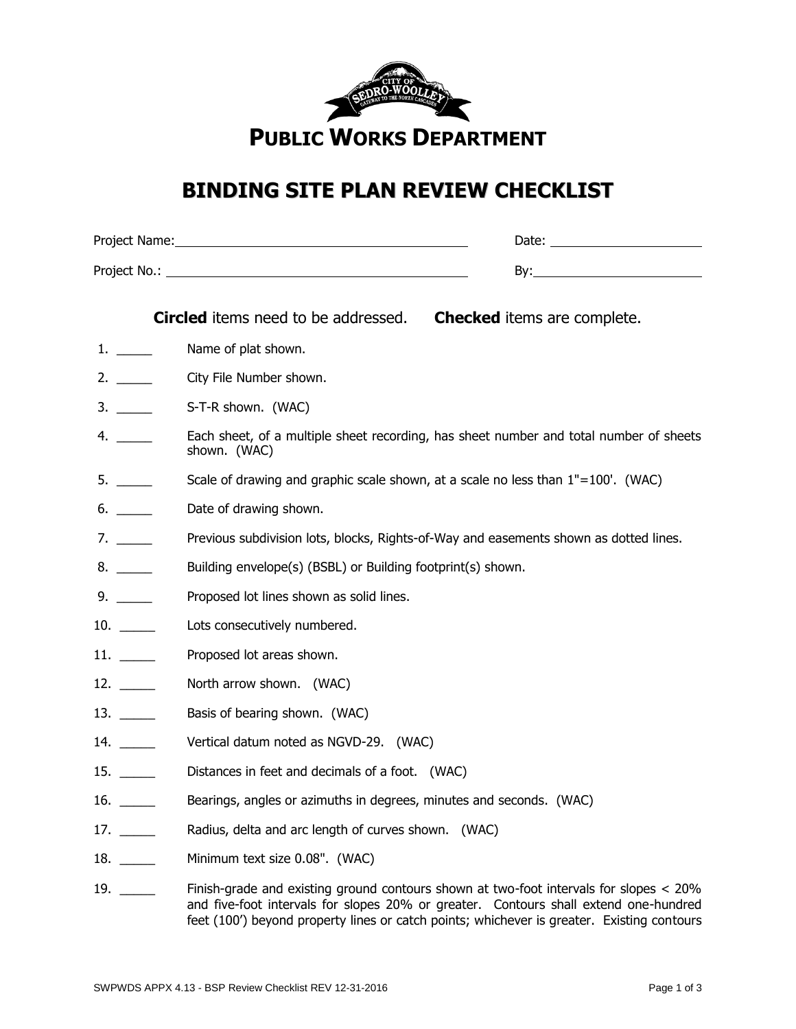# PUBLIC WORKS DEPARTMENT

## BINDING SITE PLAN REVIEW CHECKLIST

Project Name: ____________________ Date: ____________________

Project No.: ____________________ By: ____________________

**Circled** items need to be addressed. **Checked** items are complete.

1. _____ Name of plat shown.
2. _____ City File Number shown.
3. _____ S-T-R shown. (WAC)
4. _____ Each sheet, of a multiple sheet recording, has sheet number and total number of sheets shown. (WAC)
5. _____ Scale of drawing and graphic scale shown, at a scale no less than 1"=100'. (WAC)
6. _____ Date of drawing shown.
7. _____ Previous subdivision lots, blocks, Rights-of-Way and easements shown as dotted lines.
8. _____ Building envelope(s) (BSBL) or Building footprint(s) shown.
9. _____ Proposed lot lines shown as solid lines.
10. _____ Lots consecutively numbered.
11. _____ Proposed lot areas shown.
12. _____ North arrow shown. (WAC)
13. _____ Basis of bearing shown. (WAC)
14. _____ Vertical datum noted as NGVD-29. (WAC)
15. _____ Distances in feet and decimals of a foot. (WAC)
16. _____ Bearings, angles or azimuths in degrees, minutes and seconds. (WAC)
17. _____ Radius, delta and arc length of curves shown. (WAC)
18. _____ Minimum text size 0.08". (WAC)
19. _____ Finish-grade and existing ground contours shown at two-foot intervals for slopes < 20% and five-foot intervals for slopes 20% or greater. Contours shall extend one-hundred feet (100’) beyond property lines or catch points; whichever is greater. Existing contours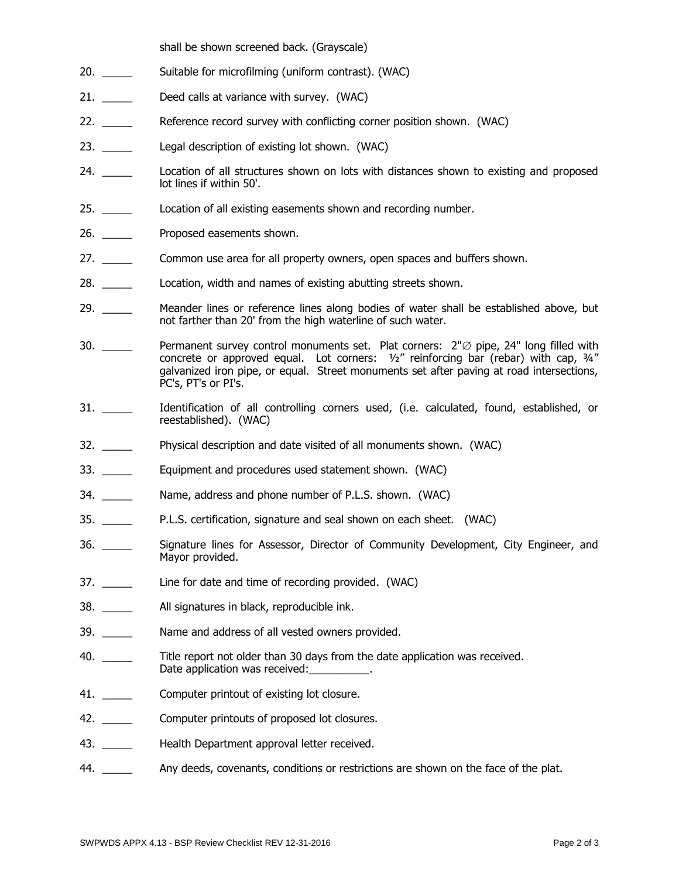shall be shown screened back. (Grayscale)

20. _____ Suitable for microfilming (uniform contrast). (WAC)

21. _____ Deed calls at variance with survey. (WAC)

22. _____ Reference record survey with conflicting corner position shown. (WAC)

23. _____ Legal description of existing lot shown. (WAC)

24. _____ Location of all structures shown on lots with distances shown to existing and proposed lot lines if within 50'.

25. _____ Location of all existing easements shown and recording number.

26. _____ Proposed easements shown.

27. _____ Common use area for all property owners, open spaces and buffers shown.

28. _____ Location, width and names of existing abutting streets shown.

29. _____ Meander lines or reference lines along bodies of water shall be established above, but not farther than 20' from the high waterline of such water.

30. _____ Permanent survey control monuments set. Plat corners: 2"∅ pipe, 24" long filled with concrete or approved equal. Lot corners: ½" reinforcing bar (rebar) with cap, ¾" galvanized iron pipe, or equal. Street monuments set after paving at road intersections, PC's, PT's or PI's.

31. _____ Identification of all controlling corners used, (i.e. calculated, found, established, or reestablished). (WAC)

32. _____ Physical description and date visited of all monuments shown. (WAC)

33. _____ Equipment and procedures used statement shown. (WAC)

34. _____ Name, address and phone number of P.L.S. shown. (WAC)

35. _____ P.L.S. certification, signature and seal shown on each sheet. (WAC)

36. _____ Signature lines for Assessor, Director of Community Development, City Engineer, and Mayor provided.

37. _____ Line for date and time of recording provided. (WAC)

38. _____ All signatures in black, reproducible ink.

39. _____ Name and address of all vested owners provided.

40. _____ Title report not older than 30 days from the date application was received.
Date application was received:__________.

41. _____ Computer printout of existing lot closure.

42. _____ Computer printouts of proposed lot closures.

43. _____ Health Department approval letter received.

44. _____ Any deeds, covenants, conditions or restrictions are shown on the face of the plat.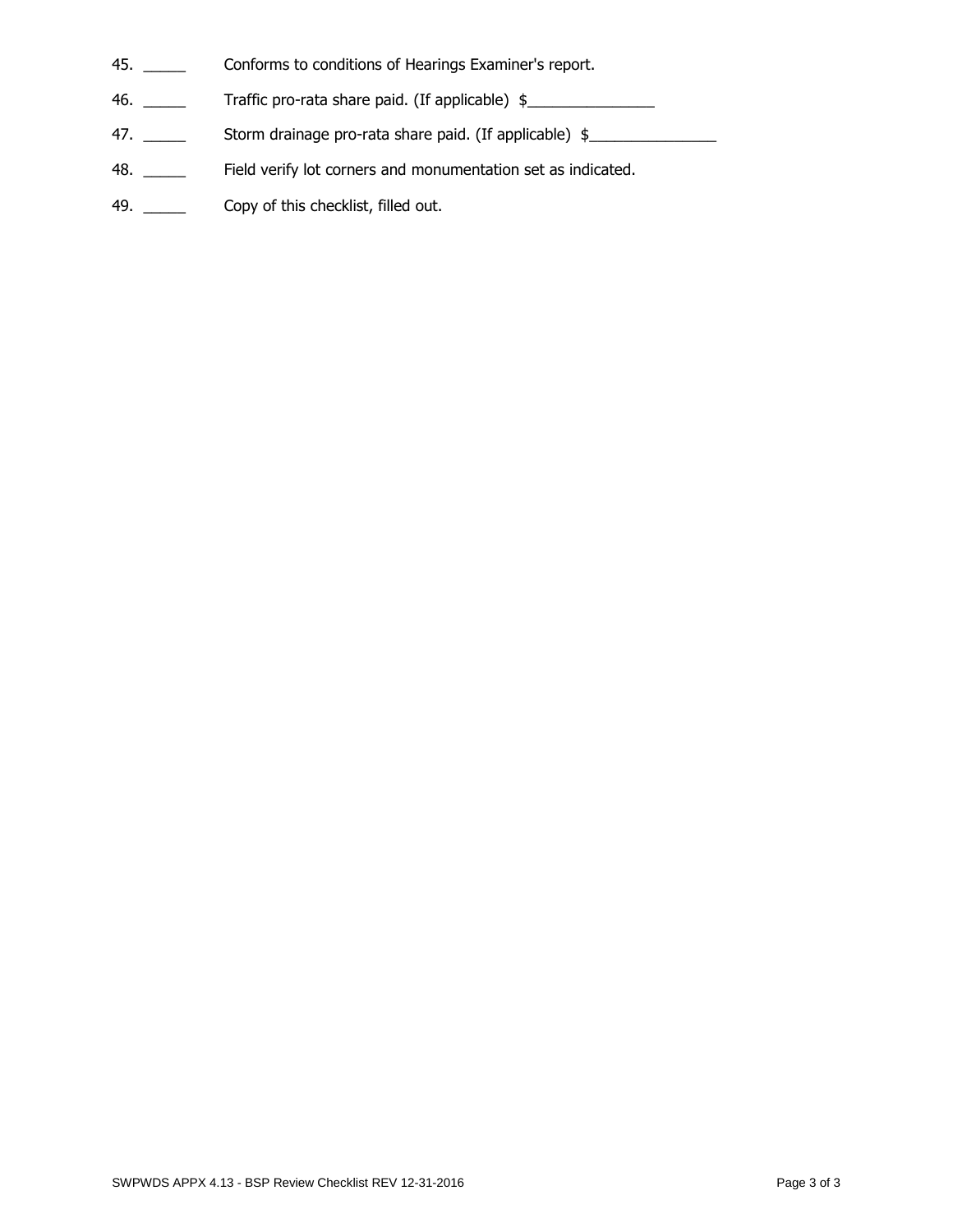45. _____ Conforms to conditions of Hearings Examiner's report.

46. _____ Traffic pro-rata share paid. (If applicable) $_______________

47. _____ Storm drainage pro-rata share paid. (If applicable) $_______________

48. _____ Field verify lot corners and monumentation set as indicated.

49. _____ Copy of this checklist, filled out.